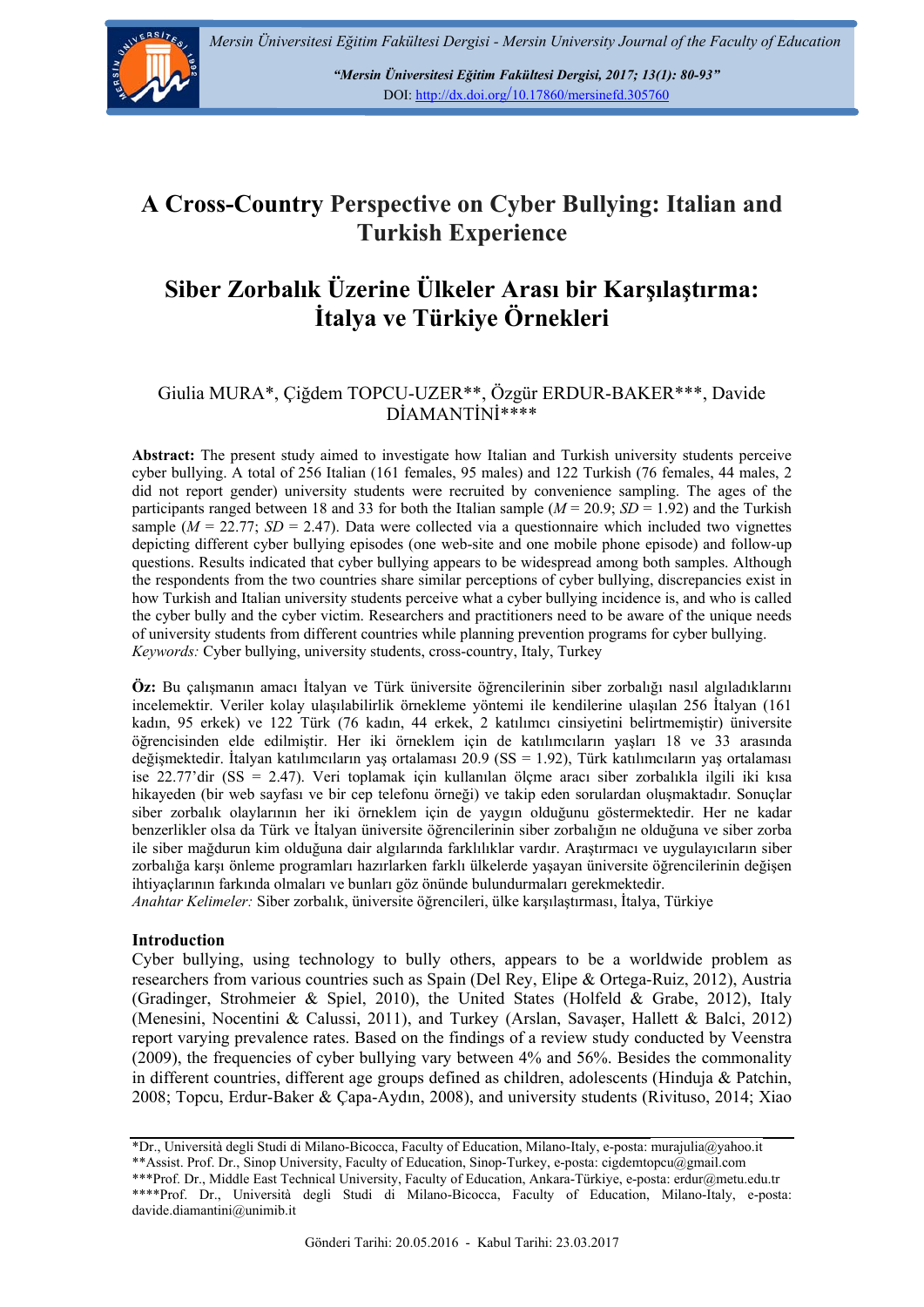# A Cross-Country Perspective on Cyber Bullying: Italian and Turkish Experience

# Siber Zorbalık Üzerine Ülkeler Arası bir Karşılaştırma: İtalya ve Türkiye Örnekleri

Giulia MURA*, Çiğdem TOPCU-UZER**, Özgür ERDUR-BAKER***, Davide DİAMANTİNİ****

**Abstract:** The present study aimed to investigate how Italian and Turkish university students perceive cyber bullying. A total of 256 Italian (161 females, 95 males) and 122 Turkish (76 females, 44 males, 2 did not report gender) university students were recruited by convenience sampling. The ages of the participants ranged between 18 and 33 for both the Italian sample (*M* = 20.9; *SD* = 1.92) and the Turkish sample (*M* = 22.77; *SD* = 2.47). Data were collected via a questionnaire which included two vignettes depicting different cyber bullying episodes (one web-site and one mobile phone episode) and follow-up questions. Results indicated that cyber bullying appears to be widespread among both samples. Although the respondents from the two countries share similar perceptions of cyber bullying, discrepancies exist in how Turkish and Italian university students perceive what a cyber bullying incidence is, and who is called the cyber bully and the cyber victim. Researchers and practitioners need to be aware of the unique needs of university students from different countries while planning prevention programs for cyber bullying.
*Keywords:* Cyber bullying, university students, cross-country, Italy, Turkey

**Öz:** Bu çalışmanın amacı İtalyan ve Türk üniversite öğrencilerinin siber zorbalığı nasıl algıladıklarını incelemektir. Veriler kolay ulaşılabilirlik örnekleme yöntemi ile kendilerine ulaşılan 256 İtalyan (161 kadın, 95 erkek) ve 122 Türk (76 kadın, 44 erkek, 2 katılımcı cinsiyetini belirtmemiştir) üniversite öğrencisinden elde edilmiştir. Her iki örneklem için de katılımcıların yaşları 18 ve 33 arasında değişmektedir. İtalyan katılımcıların yaş ortalaması 20.9 (SS = 1.92), Türk katılımcıların yaş ortalaması ise 22.77'dir (SS = 2.47). Veri toplamak için kullanılan ölçme aracı siber zorbalıkla ilgili iki kısa hikayeden (bir web sayfası ve bir cep telefonu örneği) ve takip eden sorulardan oluşmaktadır. Sonuçlar siber zorbalık olaylarının her iki örneklem için de yaygın olduğunu göstermektedir. Her ne kadar benzerlikler olsa da Türk ve İtalyan üniversite öğrencilerinin siber zorbalığın ne olduğuna ve siber zorba ile siber mağdurun kim olduğuna dair algılarında farklılıklar vardır. Araştırmacı ve uygulayıcıların siber zorbalığa karşı önleme programları hazırlarken farklı ülkelerde yaşayan üniversite öğrencilerinin değişen ihtiyaçlarının farkında olmaları ve bunları göz önünde bulundurmaları gerekmektedir.
*Anahtar Kelimeler:* Siber zorbalık, üniversite öğrencileri, ülke karşılaştırması, İtalya, Türkiye

## Introduction

Cyber bullying, using technology to bully others, appears to be a worldwide problem as researchers from various countries such as Spain (Del Rey, Elipe & Ortega-Ruiz, 2012), Austria (Gradinger, Strohmeier & Spiel, 2010), the United States (Holfeld & Grabe, 2012), Italy (Menesini, Nocentini & Calussi, 2011), and Turkey (Arslan, Savaşer, Hallett & Balci, 2012) report varying prevalence rates. Based on the findings of a review study conducted by Veenstra (2009), the frequencies of cyber bullying vary between 4% and 56%. Besides the commonality in different countries, different age groups defined as children, adolescents (Hinduja & Patchin, 2008; Topcu, Erdur-Baker & Çapa-Aydın, 2008), and university students (Rivituso, 2014; Xiao

*Dr., Università degli Studi di Milano-Bicocca, Faculty of Education, Milano-Italy, e-posta: murajulia@yahoo.it
**Assist. Prof. Dr., Sinop University, Faculty of Education, Sinop-Turkey, e-posta: cigdemtopcu@gmail.com
***Prof. Dr., Middle East Technical University, Faculty of Education, Ankara-Türkiye, e-posta: erdur@metu.edu.tr
****Prof. Dr., Università degli Studi di Milano-Bicocca, Faculty of Education, Milano-Italy, e-posta: davide.diamantini@unimib.it

Gönderi Tarihi: 20.05.2016 - Kabul Tarihi: 23.03.2017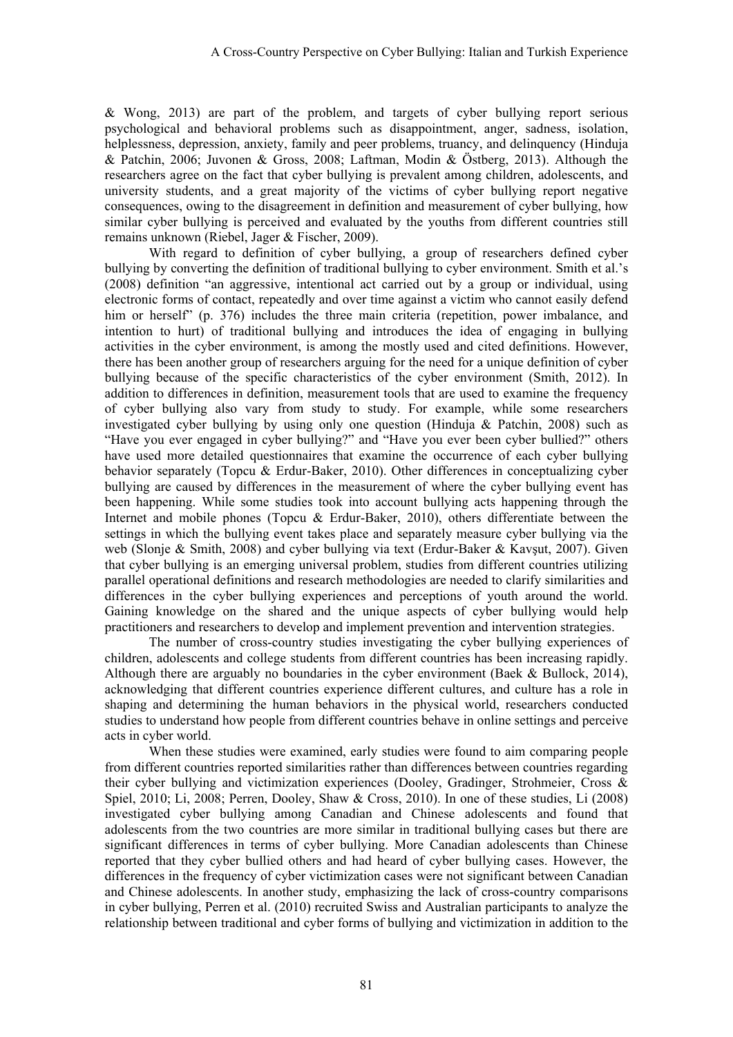& Wong, 2013) are part of the problem, and targets of cyber bullying report serious psychological and behavioral problems such as disappointment, anger, sadness, isolation, helplessness, depression, anxiety, family and peer problems, truancy, and delinquency (Hinduja & Patchin, 2006; Juvonen & Gross, 2008; Laftman, Modin & Östberg, 2013). Although the researchers agree on the fact that cyber bullying is prevalent among children, adolescents, and university students, and a great majority of the victims of cyber bullying report negative consequences, owing to the disagreement in definition and measurement of cyber bullying, how similar cyber bullying is perceived and evaluated by the youths from different countries still remains unknown (Riebel, Jager & Fischer, 2009).

With regard to definition of cyber bullying, a group of researchers defined cyber bullying by converting the definition of traditional bullying to cyber environment. Smith et al.'s (2008) definition "an aggressive, intentional act carried out by a group or individual, using electronic forms of contact, repeatedly and over time against a victim who cannot easily defend him or herself" (p. 376) includes the three main criteria (repetition, power imbalance, and intention to hurt) of traditional bullying and introduces the idea of engaging in bullying activities in the cyber environment, is among the mostly used and cited definitions. However, there has been another group of researchers arguing for the need for a unique definition of cyber bullying because of the specific characteristics of the cyber environment (Smith, 2012). In addition to differences in definition, measurement tools that are used to examine the frequency of cyber bullying also vary from study to study. For example, while some researchers investigated cyber bullying by using only one question (Hinduja & Patchin, 2008) such as "Have you ever engaged in cyber bullying?" and "Have you ever been cyber bullied?" others have used more detailed questionnaires that examine the occurrence of each cyber bullying behavior separately (Topcu & Erdur-Baker, 2010). Other differences in conceptualizing cyber bullying are caused by differences in the measurement of where the cyber bullying event has been happening. While some studies took into account bullying acts happening through the Internet and mobile phones (Topcu & Erdur-Baker, 2010), others differentiate between the settings in which the bullying event takes place and separately measure cyber bullying via the web (Slonje & Smith, 2008) and cyber bullying via text (Erdur-Baker & Kavşut, 2007). Given that cyber bullying is an emerging universal problem, studies from different countries utilizing parallel operational definitions and research methodologies are needed to clarify similarities and differences in the cyber bullying experiences and perceptions of youth around the world. Gaining knowledge on the shared and the unique aspects of cyber bullying would help practitioners and researchers to develop and implement prevention and intervention strategies.

The number of cross-country studies investigating the cyber bullying experiences of children, adolescents and college students from different countries has been increasing rapidly. Although there are arguably no boundaries in the cyber environment (Baek & Bullock, 2014), acknowledging that different countries experience different cultures, and culture has a role in shaping and determining the human behaviors in the physical world, researchers conducted studies to understand how people from different countries behave in online settings and perceive acts in cyber world.

When these studies were examined, early studies were found to aim comparing people from different countries reported similarities rather than differences between countries regarding their cyber bullying and victimization experiences (Dooley, Gradinger, Strohmeier, Cross & Spiel, 2010; Li, 2008; Perren, Dooley, Shaw & Cross, 2010). In one of these studies, Li (2008) investigated cyber bullying among Canadian and Chinese adolescents and found that adolescents from the two countries are more similar in traditional bullying cases but there are significant differences in terms of cyber bullying. More Canadian adolescents than Chinese reported that they cyber bullied others and had heard of cyber bullying cases. However, the differences in the frequency of cyber victimization cases were not significant between Canadian and Chinese adolescents. In another study, emphasizing the lack of cross-country comparisons in cyber bullying, Perren et al. (2010) recruited Swiss and Australian participants to analyze the relationship between traditional and cyber forms of bullying and victimization in addition to the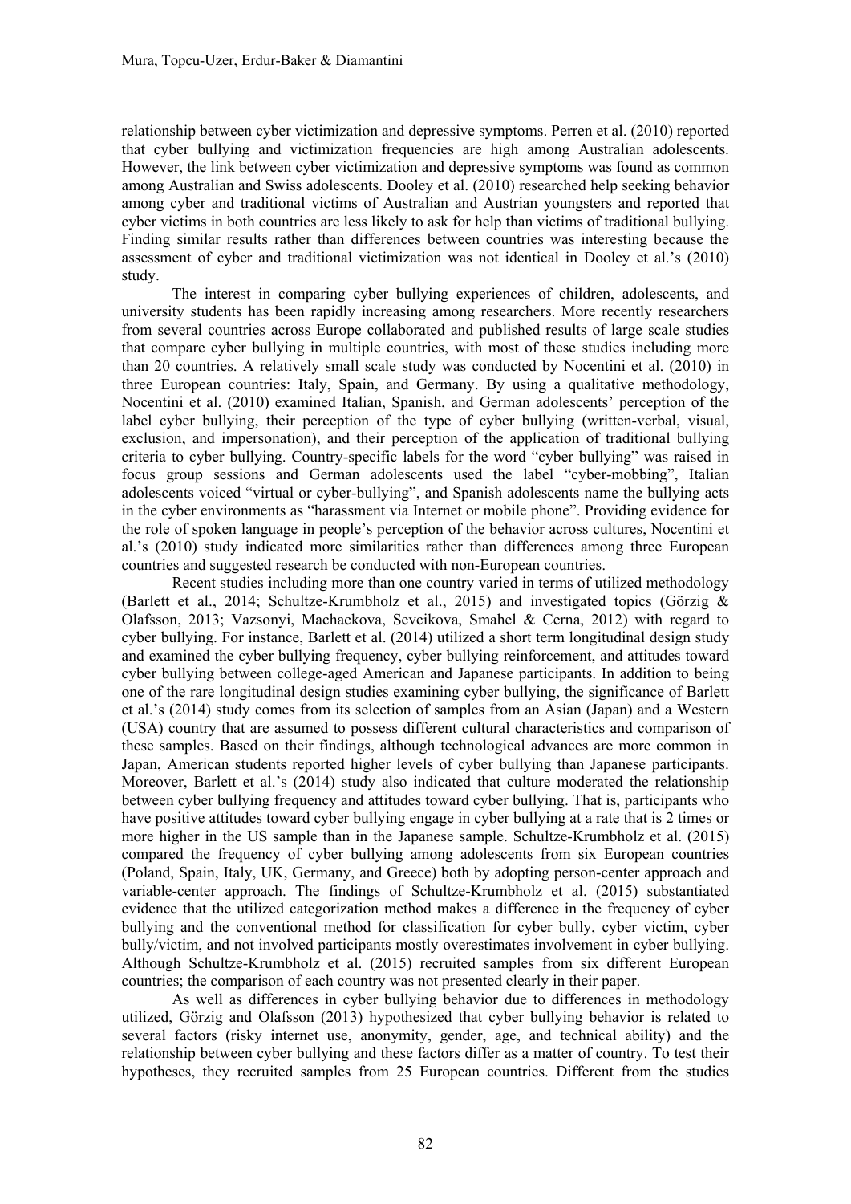relationship between cyber victimization and depressive symptoms. Perren et al. (2010) reported that cyber bullying and victimization frequencies are high among Australian adolescents. However, the link between cyber victimization and depressive symptoms was found as common among Australian and Swiss adolescents. Dooley et al. (2010) researched help seeking behavior among cyber and traditional victims of Australian and Austrian youngsters and reported that cyber victims in both countries are less likely to ask for help than victims of traditional bullying. Finding similar results rather than differences between countries was interesting because the assessment of cyber and traditional victimization was not identical in Dooley et al.'s (2010) study.

The interest in comparing cyber bullying experiences of children, adolescents, and university students has been rapidly increasing among researchers. More recently researchers from several countries across Europe collaborated and published results of large scale studies that compare cyber bullying in multiple countries, with most of these studies including more than 20 countries. A relatively small scale study was conducted by Nocentini et al. (2010) in three European countries: Italy, Spain, and Germany. By using a qualitative methodology, Nocentini et al. (2010) examined Italian, Spanish, and German adolescents' perception of the label cyber bullying, their perception of the type of cyber bullying (written-verbal, visual, exclusion, and impersonation), and their perception of the application of traditional bullying criteria to cyber bullying. Country-specific labels for the word "cyber bullying" was raised in focus group sessions and German adolescents used the label "cyber-mobbing", Italian adolescents voiced "virtual or cyber-bullying", and Spanish adolescents name the bullying acts in the cyber environments as "harassment via Internet or mobile phone". Providing evidence for the role of spoken language in people's perception of the behavior across cultures, Nocentini et al.'s (2010) study indicated more similarities rather than differences among three European countries and suggested research be conducted with non-European countries.

Recent studies including more than one country varied in terms of utilized methodology (Barlett et al., 2014; Schultze-Krumbholz et al., 2015) and investigated topics (Görzig & Olafsson, 2013; Vazsonyi, Machackova, Sevcikova, Smahel & Cerna, 2012) with regard to cyber bullying. For instance, Barlett et al. (2014) utilized a short term longitudinal design study and examined the cyber bullying frequency, cyber bullying reinforcement, and attitudes toward cyber bullying between college-aged American and Japanese participants. In addition to being one of the rare longitudinal design studies examining cyber bullying, the significance of Barlett et al.'s (2014) study comes from its selection of samples from an Asian (Japan) and a Western (USA) country that are assumed to possess different cultural characteristics and comparison of these samples. Based on their findings, although technological advances are more common in Japan, American students reported higher levels of cyber bullying than Japanese participants. Moreover, Barlett et al.'s (2014) study also indicated that culture moderated the relationship between cyber bullying frequency and attitudes toward cyber bullying. That is, participants who have positive attitudes toward cyber bullying engage in cyber bullying at a rate that is 2 times or more higher in the US sample than in the Japanese sample. Schultze-Krumbholz et al. (2015) compared the frequency of cyber bullying among adolescents from six European countries (Poland, Spain, Italy, UK, Germany, and Greece) both by adopting person-center approach and variable-center approach. The findings of Schultze-Krumbholz et al. (2015) substantiated evidence that the utilized categorization method makes a difference in the frequency of cyber bullying and the conventional method for classification for cyber bully, cyber victim, cyber bully/victim, and not involved participants mostly overestimates involvement in cyber bullying. Although Schultze-Krumbholz et al. (2015) recruited samples from six different European countries; the comparison of each country was not presented clearly in their paper.

As well as differences in cyber bullying behavior due to differences in methodology utilized, Görzig and Olafsson (2013) hypothesized that cyber bullying behavior is related to several factors (risky internet use, anonymity, gender, age, and technical ability) and the relationship between cyber bullying and these factors differ as a matter of country. To test their hypotheses, they recruited samples from 25 European countries. Different from the studies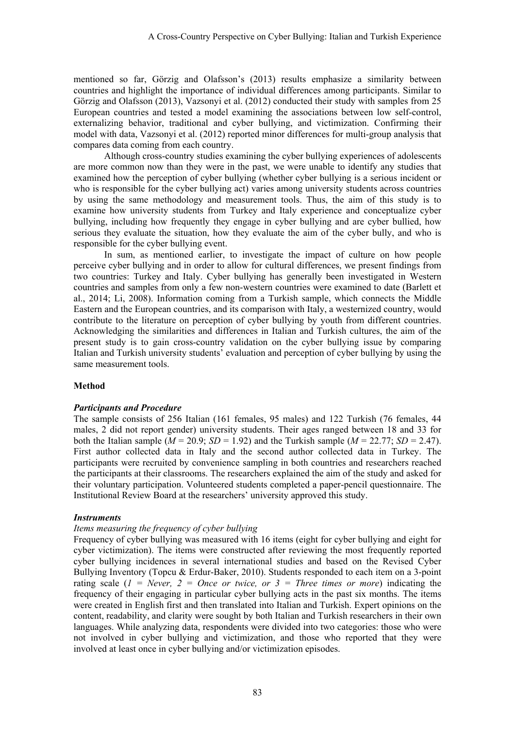mentioned so far, Görzig and Olafsson's (2013) results emphasize a similarity between countries and highlight the importance of individual differences among participants. Similar to Görzig and Olafsson (2013), Vazsonyi et al. (2012) conducted their study with samples from 25 European countries and tested a model examining the associations between low self-control, externalizing behavior, traditional and cyber bullying, and victimization. Confirming their model with data, Vazsonyi et al. (2012) reported minor differences for multi-group analysis that compares data coming from each country.

Although cross-country studies examining the cyber bullying experiences of adolescents are more common now than they were in the past, we were unable to identify any studies that examined how the perception of cyber bullying (whether cyber bullying is a serious incident or who is responsible for the cyber bullying act) varies among university students across countries by using the same methodology and measurement tools. Thus, the aim of this study is to examine how university students from Turkey and Italy experience and conceptualize cyber bullying, including how frequently they engage in cyber bullying and are cyber bullied, how serious they evaluate the situation, how they evaluate the aim of the cyber bully, and who is responsible for the cyber bullying event.

In sum, as mentioned earlier, to investigate the impact of culture on how people perceive cyber bullying and in order to allow for cultural differences, we present findings from two countries: Turkey and Italy. Cyber bullying has generally been investigated in Western countries and samples from only a few non-western countries were examined to date (Barlett et al., 2014; Li, 2008). Information coming from a Turkish sample, which connects the Middle Eastern and the European countries, and its comparison with Italy, a westernized country, would contribute to the literature on perception of cyber bullying by youth from different countries. Acknowledging the similarities and differences in Italian and Turkish cultures, the aim of the present study is to gain cross-country validation on the cyber bullying issue by comparing Italian and Turkish university students' evaluation and perception of cyber bullying by using the same measurement tools.

## Method

### *Participants and Procedure*

The sample consists of 256 Italian (161 females, 95 males) and 122 Turkish (76 females, 44 males, 2 did not report gender) university students. Their ages ranged between 18 and 33 for both the Italian sample ($M$ = 20.9; $SD$ = 1.92) and the Turkish sample ($M$ = 22.77; $SD$ = 2.47). First author collected data in Italy and the second author collected data in Turkey. The participants were recruited by convenience sampling in both countries and researchers reached the participants at their classrooms. The researchers explained the aim of the study and asked for their voluntary participation. Volunteered students completed a paper-pencil questionnaire. The Institutional Review Board at the researchers' university approved this study.

### *Instruments*

*Items measuring the frequency of cyber bullying*

Frequency of cyber bullying was measured with 16 items (eight for cyber bullying and eight for cyber victimization). The items were constructed after reviewing the most frequently reported cyber bullying incidences in several international studies and based on the Revised Cyber Bullying Inventory (Topcu & Erdur-Baker, 2010). Students responded to each item on a 3-point rating scale (*1 = Never, 2 = Once or twice, or 3 = Three times or more*) indicating the frequency of their engaging in particular cyber bullying acts in the past six months. The items were created in English first and then translated into Italian and Turkish. Expert opinions on the content, readability, and clarity were sought by both Italian and Turkish researchers in their own languages. While analyzing data, respondents were divided into two categories: those who were not involved in cyber bullying and victimization, and those who reported that they were involved at least once in cyber bullying and/or victimization episodes.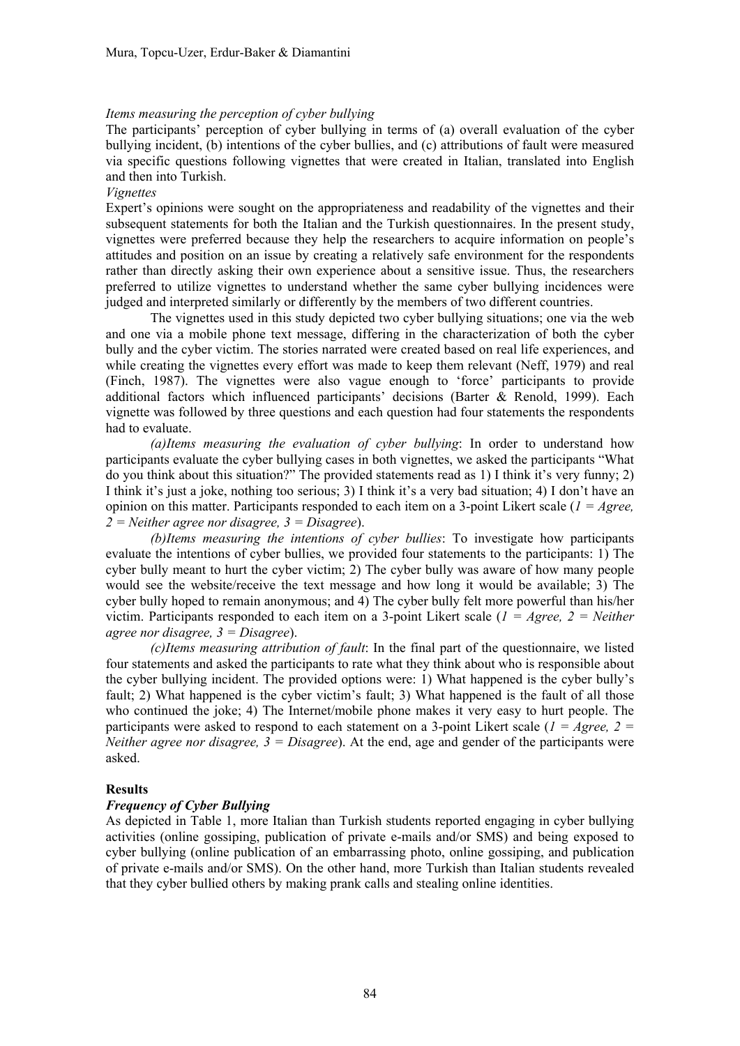*Items measuring the perception of cyber bullying*

The participants' perception of cyber bullying in terms of (a) overall evaluation of the cyber bullying incident, (b) intentions of the cyber bullies, and (c) attributions of fault were measured via specific questions following vignettes that were created in Italian, translated into English and then into Turkish.

*Vignettes*

Expert's opinions were sought on the appropriateness and readability of the vignettes and their subsequent statements for both the Italian and the Turkish questionnaires. In the present study, vignettes were preferred because they help the researchers to acquire information on people's attitudes and position on an issue by creating a relatively safe environment for the respondents rather than directly asking their own experience about a sensitive issue. Thus, the researchers preferred to utilize vignettes to understand whether the same cyber bullying incidences were judged and interpreted similarly or differently by the members of two different countries.

The vignettes used in this study depicted two cyber bullying situations; one via the web and one via a mobile phone text message, differing in the characterization of both the cyber bully and the cyber victim. The stories narrated were created based on real life experiences, and while creating the vignettes every effort was made to keep them relevant (Neff, 1979) and real (Finch, 1987). The vignettes were also vague enough to 'force' participants to provide additional factors which influenced participants' decisions (Barter & Renold, 1999). Each vignette was followed by three questions and each question had four statements the respondents had to evaluate.

*(a)Items measuring the evaluation of cyber bullying*: In order to understand how participants evaluate the cyber bullying cases in both vignettes, we asked the participants "What do you think about this situation?" The provided statements read as 1) I think it's very funny; 2) I think it's just a joke, nothing too serious; 3) I think it's a very bad situation; 4) I don't have an opinion on this matter. Participants responded to each item on a 3-point Likert scale (*1 = Agree, 2 = Neither agree nor disagree, 3 = Disagree*).

*(b)Items measuring the intentions of cyber bullies*: To investigate how participants evaluate the intentions of cyber bullies, we provided four statements to the participants: 1) The cyber bully meant to hurt the cyber victim; 2) The cyber bully was aware of how many people would see the website/receive the text message and how long it would be available; 3) The cyber bully hoped to remain anonymous; and 4) The cyber bully felt more powerful than his/her victim. Participants responded to each item on a 3-point Likert scale (*1 = Agree, 2 = Neither agree nor disagree, 3 = Disagree*).

*(c)Items measuring attribution of fault*: In the final part of the questionnaire, we listed four statements and asked the participants to rate what they think about who is responsible about the cyber bullying incident. The provided options were: 1) What happened is the cyber bully's fault; 2) What happened is the cyber victim's fault; 3) What happened is the fault of all those who continued the joke; 4) The Internet/mobile phone makes it very easy to hurt people. The participants were asked to respond to each statement on a 3-point Likert scale (*1 = Agree, 2 = Neither agree nor disagree, 3 = Disagree*). At the end, age and gender of the participants were asked.

## Results

### *Frequency of Cyber Bullying*

As depicted in Table 1, more Italian than Turkish students reported engaging in cyber bullying activities (online gossiping, publication of private e-mails and/or SMS) and being exposed to cyber bullying (online publication of an embarrassing photo, online gossiping, and publication of private e-mails and/or SMS). On the other hand, more Turkish than Italian students revealed that they cyber bullied others by making prank calls and stealing online identities.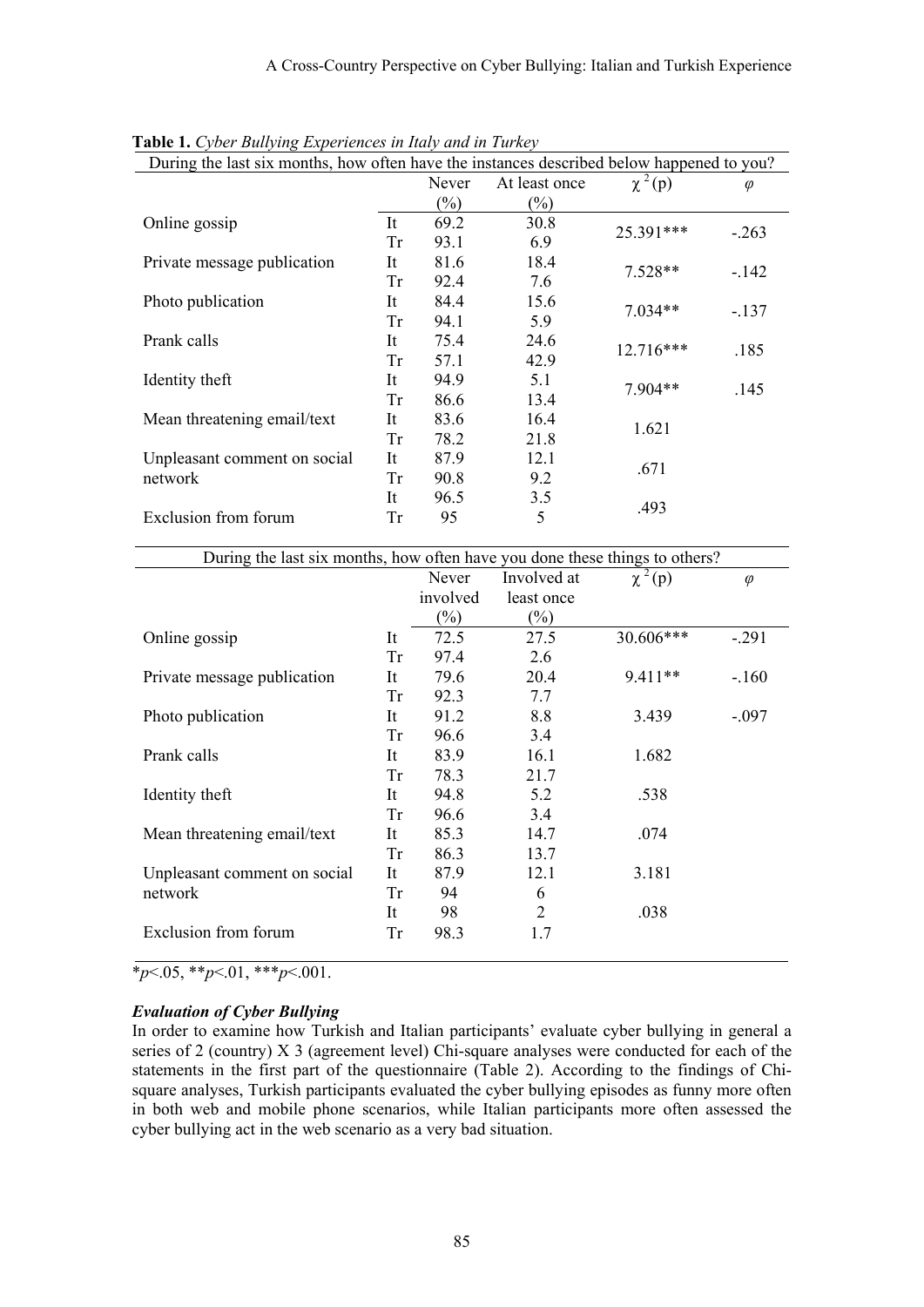**Table 1.** *Cyber Bullying Experiences in Italy and in Turkey*

| During the last six months, how often have the instances described below happened to you? | | | | | |
|---|---|---|---|---|---|
| | | Never (%) | At least once (%) | $\chi^2$(p) | $\varphi$ |
| Online gossip | It | 69.2 | 30.8 | 25.391*** | -.263 |
| | Tr | 93.1 | 6.9 | | |
| Private message publication | It | 81.6 | 18.4 | 7.528** | -.142 |
| | Tr | 92.4 | 7.6 | | |
| Photo publication | It | 84.4 | 15.6 | 7.034** | -.137 |
| | Tr | 94.1 | 5.9 | | |
| Prank calls | It | 75.4 | 24.6 | 12.716*** | .185 |
| | Tr | 57.1 | 42.9 | | |
| Identity theft | It | 94.9 | 5.1 | 7.904** | .145 |
| | Tr | 86.6 | 13.4 | | |
| Mean threatening email/text | It | 83.6 | 16.4 | 1.621 | |
| | Tr | 78.2 | 21.8 | | |
| Unpleasant comment on social network | It | 87.9 | 12.1 | .671 | |
| | Tr | 90.8 | 9.2 | | |
| Exclusion from forum | It | 96.5 | 3.5 | .493 | |
| | Tr | 95 | 5 | | |

| During the last six months, how often have you done these things to others? | | | | | |
|---|---|---|---|---|---|
| | | Never involved (%) | Involved at least once (%) | $\chi^2$(p) | $\varphi$ |
| Online gossip | It | 72.5 | 27.5 | 30.606*** | -.291 |
| | Tr | 97.4 | 2.6 | | |
| Private message publication | It | 79.6 | 20.4 | 9.411** | -.160 |
| | Tr | 92.3 | 7.7 | | |
| Photo publication | It | 91.2 | 8.8 | 3.439 | -.097 |
| | Tr | 96.6 | 3.4 | | |
| Prank calls | It | 83.9 | 16.1 | 1.682 | |
| | Tr | 78.3 | 21.7 | | |
| Identity theft | It | 94.8 | 5.2 | .538 | |
| | Tr | 96.6 | 3.4 | | |
| Mean threatening email/text | It | 85.3 | 14.7 | .074 | |
| | Tr | 86.3 | 13.7 | | |
| Unpleasant comment on social network | It | 87.9 | 12.1 | 3.181 | |
| | Tr | 94 | 6 | | |
| Exclusion from forum | It | 98 | 2 | .038 | |
| | Tr | 98.3 | 1.7 | | |

*$p<.05$, **$p<.01$, ***$p<.001$.

### *Evaluation of Cyber Bullying*

In order to examine how Turkish and Italian participants' evaluate cyber bullying in general a series of 2 (country) X 3 (agreement level) Chi-square analyses were conducted for each of the statements in the first part of the questionnaire (Table 2). According to the findings of Chi-square analyses, Turkish participants evaluated the cyber bullying episodes as funny more often in both web and mobile phone scenarios, while Italian participants more often assessed the cyber bullying act in the web scenario as a very bad situation.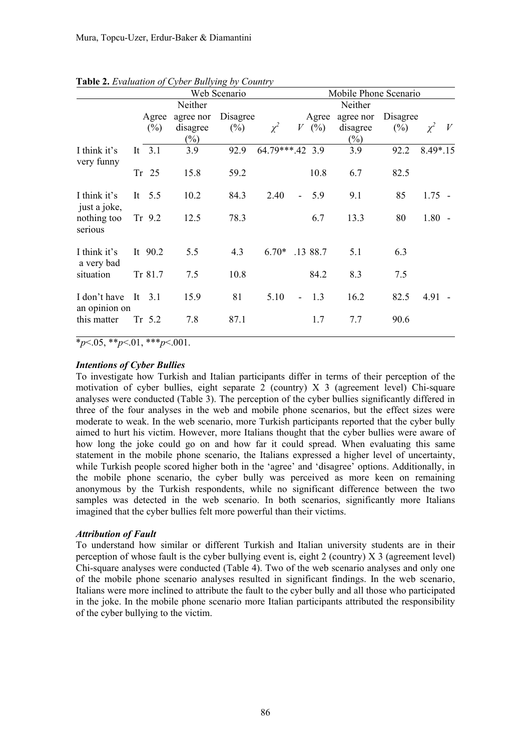**Table 2.** *Evaluation of Cyber Bullying by Country*

| | | Web Scenario | | | | | Mobile Phone Scenario | | | | |
|---|---|---|---|---|---|---|---|---|---|---|---|
| | | Agree (%) | Neither agree nor disagree (%) | Disagree (%) | $\chi^2$ | $V$ | Agree (%) | Neither agree nor disagree (%) | Disagree (%) | $\chi^2$ | $V$ |
| I think it's very funny | It | 3.1 | 3.9 | 92.9 | 64.79*** | .42 | 3.9 | 3.9 | 92.2 | 8.49* | .15 |
| | Tr | 25 | 15.8 | 59.2 | | | 10.8 | 6.7 | 82.5 | | |
| I think it's just a joke, nothing too serious | It | 5.5 | 10.2 | 84.3 | 2.40 | - | 5.9 | 9.1 | 85 | 1.75 | - |
| | Tr | 9.2 | 12.5 | 78.3 | | | 6.7 | 13.3 | 80 | 1.80 | - |
| I think it's a very bad situation | It | 90.2 | 5.5 | 4.3 | 6.70* | .13 | 88.7 | 5.1 | 6.3 | | |
| | Tr | 81.7 | 7.5 | 10.8 | | | 84.2 | 8.3 | 7.5 | | |
| I don't have an opinion on this matter | It | 3.1 | 15.9 | 81 | 5.10 | - | 1.3 | 16.2 | 82.5 | 4.91 | - |
| | Tr | 5.2 | 7.8 | 87.1 | | | 1.7 | 7.7 | 90.6 | | |

*$p$<.05, **$p$<.01, ***$p$<.001.

***Intentions of Cyber Bullies***

To investigate how Turkish and Italian participants differ in terms of their perception of the motivation of cyber bullies, eight separate 2 (country) X 3 (agreement level) Chi-square analyses were conducted (Table 3). The perception of the cyber bullies significantly differed in three of the four analyses in the web and mobile phone scenarios, but the effect sizes were moderate to weak. In the web scenario, more Turkish participants reported that the cyber bully aimed to hurt his victim. However, more Italians thought that the cyber bullies were aware of how long the joke could go on and how far it could spread. When evaluating this same statement in the mobile phone scenario, the Italians expressed a higher level of uncertainty, while Turkish people scored higher both in the 'agree' and 'disagree' options. Additionally, in the mobile phone scenario, the cyber bully was perceived as more keen on remaining anonymous by the Turkish respondents, while no significant difference between the two samples was detected in the web scenario. In both scenarios, significantly more Italians imagined that the cyber bullies felt more powerful than their victims.

***Attribution of Fault***

To understand how similar or different Turkish and Italian university students are in their perception of whose fault is the cyber bullying event is, eight 2 (country) X 3 (agreement level) Chi-square analyses were conducted (Table 4). Two of the web scenario analyses and only one of the mobile phone scenario analyses resulted in significant findings. In the web scenario, Italians were more inclined to attribute the fault to the cyber bully and all those who participated in the joke. In the mobile phone scenario more Italian participants attributed the responsibility of the cyber bullying to the victim.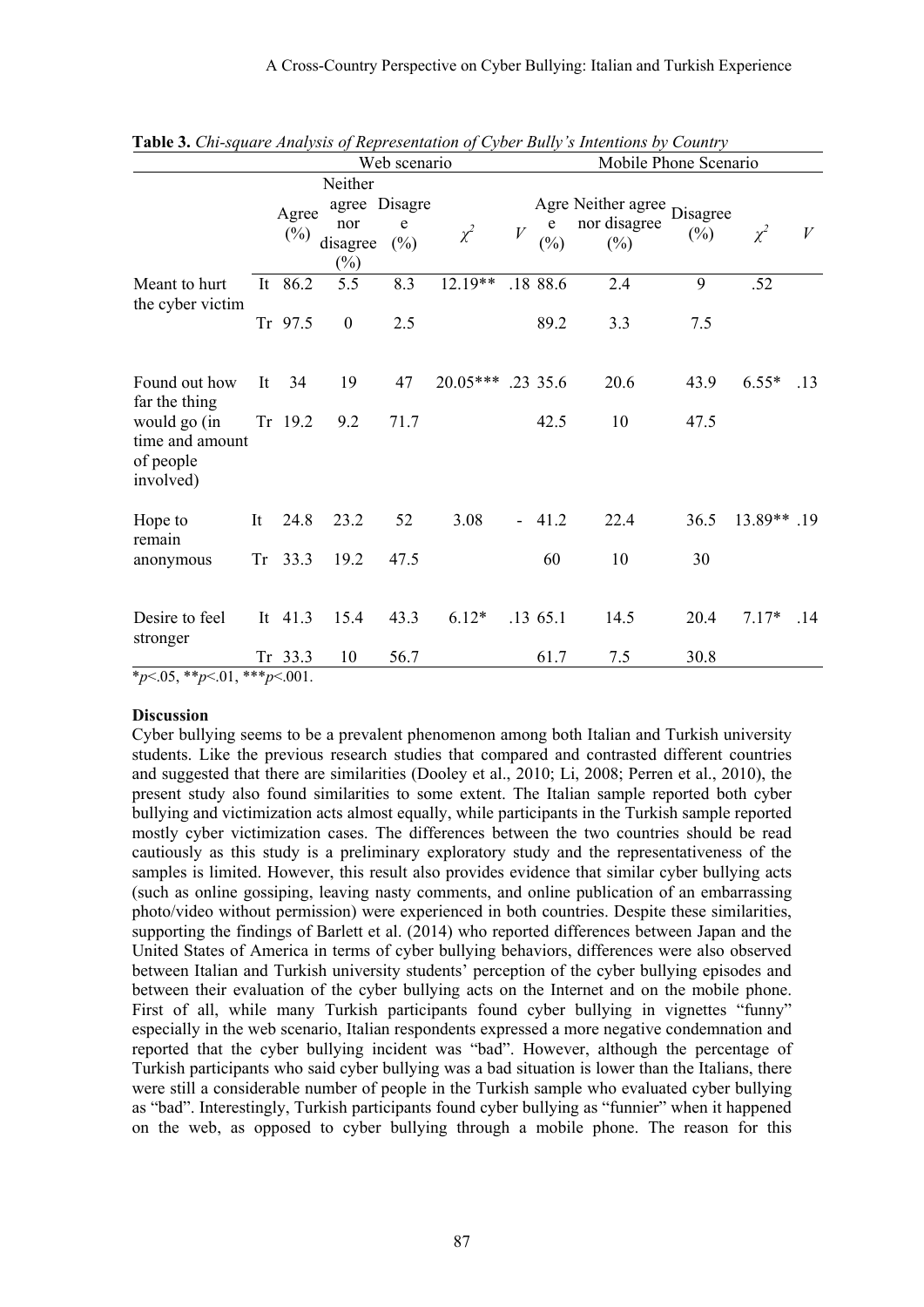**Table 3.** *Chi-square Analysis of Representation of Cyber Bully's Intentions by Country*

| | | Web scenario | | | | | Mobile Phone Scenario | | | | |
|---|---|---|---|---|---|---|---|---|---|---|---|
| | | Agree (%) | Neither agree nor disagree (%) | Disagree (%) | $\chi^2$ | $V$ | Agree (%) | Neither agree nor disagree (%) | Disagree (%) | $\chi^2$ | $V$ |
| Meant to hurt the cyber victim | It | 86.2 | 5.5 | 8.3 | 12.19** | .18 | 88.6 | 2.4 | 9 | .52 | |
| | Tr | 97.5 | 0 | 2.5 | | | 89.2 | 3.3 | 7.5 | | |
| Found out how far the thing would go (in time and amount of people involved) | It | 34 | 19 | 47 | 20.05*** | .23 | 35.6 | 20.6 | 43.9 | 6.55* | .13 |
| | Tr | 19.2 | 9.2 | 71.7 | | | 42.5 | 10 | 47.5 | | |
| Hope to remain anonymous | It | 24.8 | 23.2 | 52 | 3.08 | - | 41.2 | 22.4 | 36.5 | 13.89** | .19 |
| | Tr | 33.3 | 19.2 | 47.5 | | | 60 | 10 | 30 | | |
| Desire to feel stronger | It | 41.3 | 15.4 | 43.3 | 6.12* | .13 | 65.1 | 14.5 | 20.4 | 7.17* | .14 |
| | Tr | 33.3 | 10 | 56.7 | | | 61.7 | 7.5 | 30.8 | | |

*$p$<.05, **$p$<.01, ***$p$<.001.

**Discussion**

Cyber bullying seems to be a prevalent phenomenon among both Italian and Turkish university students. Like the previous research studies that compared and contrasted different countries and suggested that there are similarities (Dooley et al., 2010; Li, 2008; Perren et al., 2010), the present study also found similarities to some extent. The Italian sample reported both cyber bullying and victimization acts almost equally, while participants in the Turkish sample reported mostly cyber victimization cases. The differences between the two countries should be read cautiously as this study is a preliminary exploratory study and the representativeness of the samples is limited. However, this result also provides evidence that similar cyber bullying acts (such as online gossiping, leaving nasty comments, and online publication of an embarrassing photo/video without permission) were experienced in both countries. Despite these similarities, supporting the findings of Barlett et al. (2014) who reported differences between Japan and the United States of America in terms of cyber bullying behaviors, differences were also observed between Italian and Turkish university students' perception of the cyber bullying episodes and between their evaluation of the cyber bullying acts on the Internet and on the mobile phone. First of all, while many Turkish participants found cyber bullying in vignettes "funny" especially in the web scenario, Italian respondents expressed a more negative condemnation and reported that the cyber bullying incident was "bad". However, although the percentage of Turkish participants who said cyber bullying was a bad situation is lower than the Italians, there were still a considerable number of people in the Turkish sample who evaluated cyber bullying as "bad". Interestingly, Turkish participants found cyber bullying as "funnier" when it happened on the web, as opposed to cyber bullying through a mobile phone. The reason for this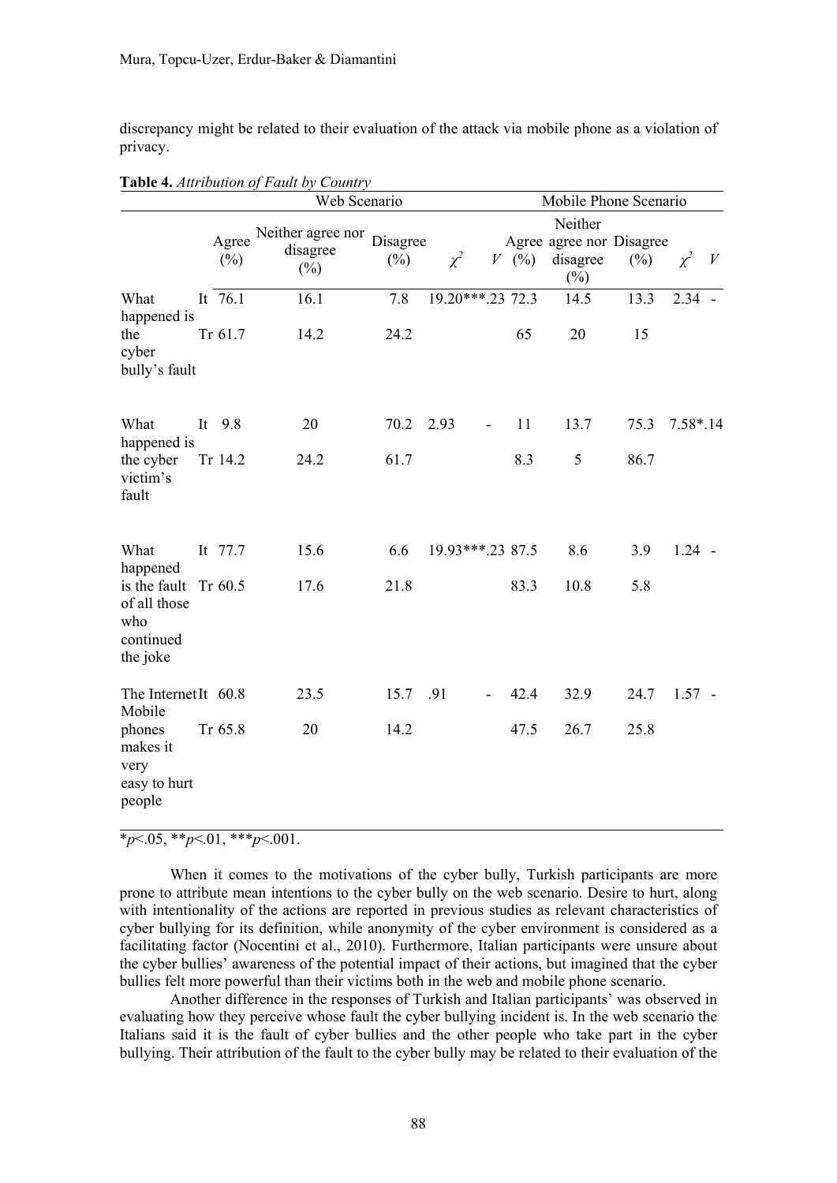discrepancy might be related to their evaluation of the attack via mobile phone as a violation of privacy.

**Table 4.** *Attribution of Fault by Country*

| | | Web Scenario | | | | | Mobile Phone Scenario | | | | |
|---|---|---|---|---|---|---|---|---|---|---|---|
| | | Agree (%) | Neither agree nor disagree (%) | Disagree (%) | $\chi^2$ | $V$ | Agree (%) | Neither agree nor disagree (%) | Disagree (%) | $\chi^2$ | $V$ |
| What happened is the cyber bully's fault | It | 76.1 | 16.1 | 7.8 | 19.20*** | .23 | 72.3 | 14.5 | 13.3 | 2.34 | - |
| | Tr | 61.7 | 14.2 | 24.2 | | | 65 | 20 | 15 | | |
| What happened is the cyber victim's fault | It | 9.8 | 20 | 70.2 | 2.93 | - | 11 | 13.7 | 75.3 | 7.58* | .14 |
| | Tr | 14.2 | 24.2 | 61.7 | | | 8.3 | 5 | 86.7 | | |
| What happened is the fault of all those who continued the joke | It | 77.7 | 15.6 | 6.6 | 19.93*** | .23 | 87.5 | 8.6 | 3.9 | 1.24 | - |
| | Tr | 60.5 | 17.6 | 21.8 | | | 83.3 | 10.8 | 5.8 | | |
| The Internet Mobile phones makes it very easy to hurt people | It | 60.8 | 23.5 | 15.7 | .91 | - | 42.4 | 32.9 | 24.7 | 1.57 | - |
| | Tr | 65.8 | 20 | 14.2 | | | 47.5 | 26.7 | 25.8 | | |

*$p$<.05, **$p$<.01, ***$p$<.001.

When it comes to the motivations of the cyber bully, Turkish participants are more prone to attribute mean intentions to the cyber bully on the web scenario. Desire to hurt, along with intentionality of the actions are reported in previous studies as relevant characteristics of cyber bullying for its definition, while anonymity of the cyber environment is considered as a facilitating factor (Nocentini et al., 2010). Furthermore, Italian participants were unsure about the cyber bullies' awareness of the potential impact of their actions, but imagined that the cyber bullies felt more powerful than their victims both in the web and mobile phone scenario.

Another difference in the responses of Turkish and Italian participants' was observed in evaluating how they perceive whose fault the cyber bullying incident is. In the web scenario the Italians said it is the fault of cyber bullies and the other people who take part in the cyber bullying. Their attribution of the fault to the cyber bully may be related to their evaluation of the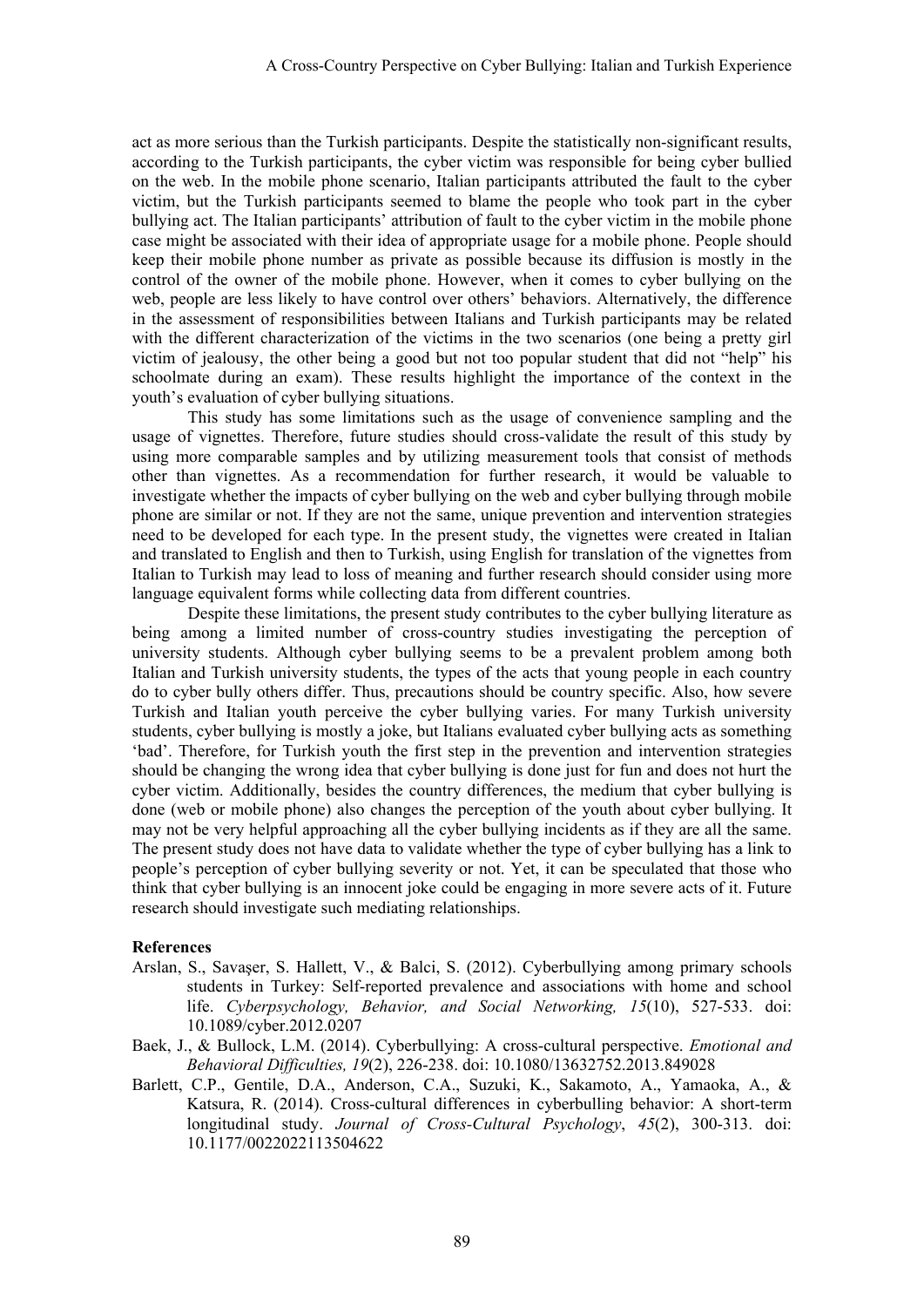act as more serious than the Turkish participants. Despite the statistically non-significant results, according to the Turkish participants, the cyber victim was responsible for being cyber bullied on the web. In the mobile phone scenario, Italian participants attributed the fault to the cyber victim, but the Turkish participants seemed to blame the people who took part in the cyber bullying act. The Italian participants' attribution of fault to the cyber victim in the mobile phone case might be associated with their idea of appropriate usage for a mobile phone. People should keep their mobile phone number as private as possible because its diffusion is mostly in the control of the owner of the mobile phone. However, when it comes to cyber bullying on the web, people are less likely to have control over others' behaviors. Alternatively, the difference in the assessment of responsibilities between Italians and Turkish participants may be related with the different characterization of the victims in the two scenarios (one being a pretty girl victim of jealousy, the other being a good but not too popular student that did not "help" his schoolmate during an exam). These results highlight the importance of the context in the youth's evaluation of cyber bullying situations.

This study has some limitations such as the usage of convenience sampling and the usage of vignettes. Therefore, future studies should cross-validate the result of this study by using more comparable samples and by utilizing measurement tools that consist of methods other than vignettes. As a recommendation for further research, it would be valuable to investigate whether the impacts of cyber bullying on the web and cyber bullying through mobile phone are similar or not. If they are not the same, unique prevention and intervention strategies need to be developed for each type. In the present study, the vignettes were created in Italian and translated to English and then to Turkish, using English for translation of the vignettes from Italian to Turkish may lead to loss of meaning and further research should consider using more language equivalent forms while collecting data from different countries.

Despite these limitations, the present study contributes to the cyber bullying literature as being among a limited number of cross-country studies investigating the perception of university students. Although cyber bullying seems to be a prevalent problem among both Italian and Turkish university students, the types of the acts that young people in each country do to cyber bully others differ. Thus, precautions should be country specific. Also, how severe Turkish and Italian youth perceive the cyber bullying varies. For many Turkish university students, cyber bullying is mostly a joke, but Italians evaluated cyber bullying acts as something 'bad'. Therefore, for Turkish youth the first step in the prevention and intervention strategies should be changing the wrong idea that cyber bullying is done just for fun and does not hurt the cyber victim. Additionally, besides the country differences, the medium that cyber bullying is done (web or mobile phone) also changes the perception of the youth about cyber bullying. It may not be very helpful approaching all the cyber bullying incidents as if they are all the same. The present study does not have data to validate whether the type of cyber bullying has a link to people's perception of cyber bullying severity or not. Yet, it can be speculated that those who think that cyber bullying is an innocent joke could be engaging in more severe acts of it. Future research should investigate such mediating relationships.

**References**

Arslan, S., Savaşer, S. Hallett, V., & Balci, S. (2012). Cyberbullying among primary schools students in Turkey: Self-reported prevalence and associations with home and school life. *Cyberpsychology, Behavior, and Social Networking, 15*(10), 527-533. doi: 10.1089/cyber.2012.0207

Baek, J., & Bullock, L.M. (2014). Cyberbullying: A cross-cultural perspective. *Emotional and Behavioral Difficulties, 19*(2), 226-238. doi: 10.1080/13632752.2013.849028

Barlett, C.P., Gentile, D.A., Anderson, C.A., Suzuki, K., Sakamoto, A., Yamaoka, A., & Katsura, R. (2014). Cross-cultural differences in cyberbulling behavior: A short-term longitudinal study. *Journal of Cross-Cultural Psychology*, *45*(2), 300-313. doi: 10.1177/0022022113504622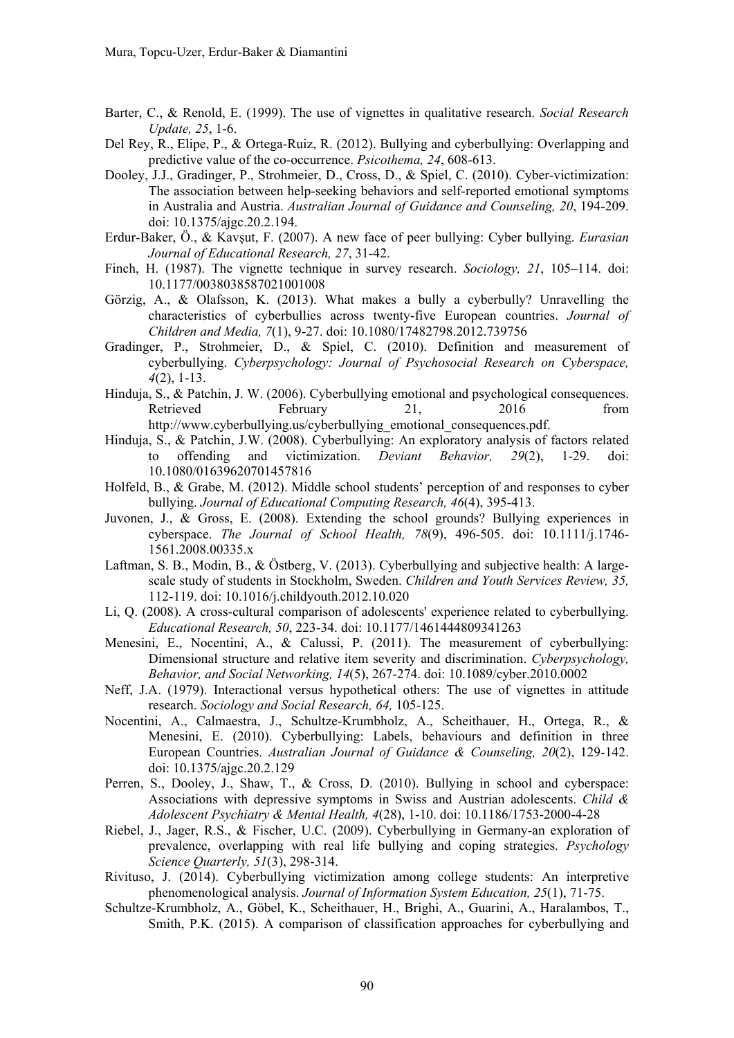Barter, C., & Renold, E. (1999). The use of vignettes in qualitative research. *Social Research Update, 25*, 1-6.

Del Rey, R., Elipe, P., & Ortega-Ruiz, R. (2012). Bullying and cyberbullying: Overlapping and predictive value of the co-occurrence. *Psicothema, 24*, 608-613.

Dooley, J.J., Gradinger, P., Strohmeier, D., Cross, D., & Spiel, C. (2010). Cyber-victimization: The association between help-seeking behaviors and self-reported emotional symptoms in Australia and Austria. *Australian Journal of Guidance and Counseling, 20*, 194-209. doi: 10.1375/ajgc.20.2.194.

Erdur-Baker, Ö., & Kavşut, F. (2007). A new face of peer bullying: Cyber bullying. *Eurasian Journal of Educational Research, 27*, 31-42.

Finch, H. (1987). The vignette technique in survey research. *Sociology, 21*, 105–114. doi: 10.1177/0038038587021001008

Görzig, A., & Olafsson, K. (2013). What makes a bully a cyberbully? Unravelling the characteristics of cyberbullies across twenty-five European countries. *Journal of Children and Media, 7*(1), 9-27. doi: 10.1080/17482798.2012.739756

Gradinger, P., Strohmeier, D., & Spiel, C. (2010). Definition and measurement of cyberbullying. *Cyberpsychology: Journal of Psychosocial Research on Cyberspace, 4*(2), 1-13.

Hinduja, S., & Patchin, J. W. (2006). Cyberbullying emotional and psychological consequences. Retrieved February 21, 2016 from http://www.cyberbullying.us/cyberbullying_emotional_consequences.pdf.

Hinduja, S., & Patchin, J.W. (2008). Cyberbullying: An exploratory analysis of factors related to offending and victimization. *Deviant Behavior, 29*(2), 1-29. doi: 10.1080/01639620701457816

Holfeld, B., & Grabe, M. (2012). Middle school students' perception of and responses to cyber bullying. *Journal of Educational Computing Research, 46*(4), 395-413.

Juvonen, J., & Gross, E. (2008). Extending the school grounds? Bullying experiences in cyberspace. *The Journal of School Health, 78*(9), 496-505. doi: 10.1111/j.1746-1561.2008.00335.x

Laftman, S. B., Modin, B., & Östberg, V. (2013). Cyberbullying and subjective health: A large-scale study of students in Stockholm, Sweden. *Children and Youth Services Review, 35,* 112-119. doi: 10.1016/j.childyouth.2012.10.020

Li, Q. (2008). A cross-cultural comparison of adolescents' experience related to cyberbullying. *Educational Research, 50*, 223-34. doi: 10.1177/1461444809341263

Menesini, E., Nocentini, A., & Calussi, P. (2011). The measurement of cyberbullying: Dimensional structure and relative item severity and discrimination. *Cyberpsychology, Behavior, and Social Networking, 14*(5), 267-274. doi: 10.1089/cyber.2010.0002

Neff, J.A. (1979). Interactional versus hypothetical others: The use of vignettes in attitude research. *Sociology and Social Research, 64,* 105-125.

Nocentini, A., Calmaestra, J., Schultze-Krumbholz, A., Scheithauer, H., Ortega, R., & Menesini, E. (2010). Cyberbullying: Labels, behaviours and definition in three European Countries. *Australian Journal of Guidance & Counseling, 20*(2), 129-142. doi: 10.1375/ajgc.20.2.129

Perren, S., Dooley, J., Shaw, T., & Cross, D. (2010). Bullying in school and cyberspace: Associations with depressive symptoms in Swiss and Austrian adolescents. *Child & Adolescent Psychiatry & Mental Health, 4*(28), 1-10. doi: 10.1186/1753-2000-4-28

Riebel, J., Jager, R.S., & Fischer, U.C. (2009). Cyberbullying in Germany-an exploration of prevalence, overlapping with real life bullying and coping strategies. *Psychology Science Quarterly, 51*(3), 298-314.

Rivituso, J. (2014). Cyberbullying victimization among college students: An interpretive phenomenological analysis. *Journal of Information System Education, 25*(1), 71-75.

Schultze-Krumbholz, A., Göbel, K., Scheithauer, H., Brighi, A., Guarini, A., Haralambos, T., Smith, P.K. (2015). A comparison of classification approaches for cyberbullying and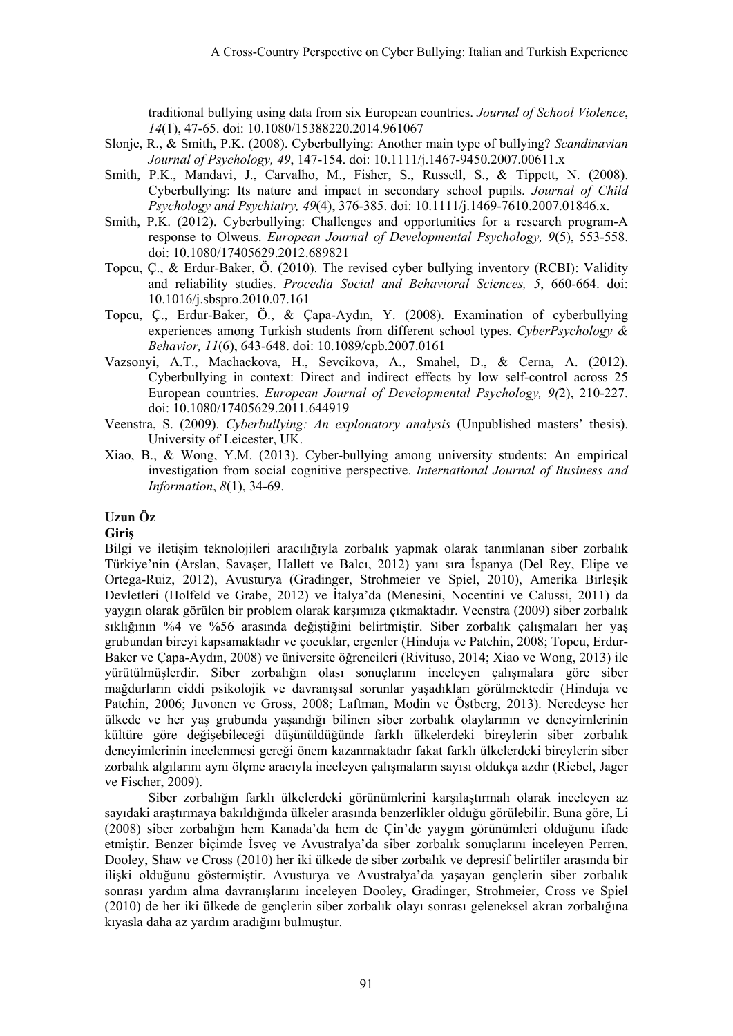traditional bullying using data from six European countries. *Journal of School Violence*, *14*(1), 47-65. doi: 10.1080/15388220.2014.961067

Slonje, R., & Smith, P.K. (2008). Cyberbullying: Another main type of bullying? *Scandinavian Journal of Psychology, 49*, 147-154. doi: 10.1111/j.1467-9450.2007.00611.x

Smith, P.K., Mandavi, J., Carvalho, M., Fisher, S., Russell, S., & Tippett, N. (2008). Cyberbullying: Its nature and impact in secondary school pupils. *Journal of Child Psychology and Psychiatry, 49*(4), 376-385. doi: 10.1111/j.1469-7610.2007.01846.x.

Smith, P.K. (2012). Cyberbullying: Challenges and opportunities for a research program-A response to Olweus. *European Journal of Developmental Psychology, 9*(5), 553-558. doi: 10.1080/17405629.2012.689821

Topcu, Ç., & Erdur-Baker, Ö. (2010). The revised cyber bullying inventory (RCBI): Validity and reliability studies. *Procedia Social and Behavioral Sciences, 5*, 660-664. doi: 10.1016/j.sbspro.2010.07.161

Topcu, Ç., Erdur-Baker, Ö., & Çapa-Aydın, Y. (2008). Examination of cyberbullying experiences among Turkish students from different school types. *CyberPsychology & Behavior, 11*(6), 643-648. doi: 10.1089/cpb.2007.0161

Vazsonyi, A.T., Machackova, H., Sevcikova, A., Smahel, D., & Cerna, A. (2012). Cyberbullying in context: Direct and indirect effects by low self-control across 25 European countries. *European Journal of Developmental Psychology, 9(*2), 210-227. doi: 10.1080/17405629.2011.644919

Veenstra, S. (2009). *Cyberbullying: An explonatory analysis* (Unpublished masters' thesis). University of Leicester, UK.

Xiao, B., & Wong, Y.M. (2013). Cyber-bullying among university students: An empirical investigation from social cognitive perspective. *International Journal of Business and Information*, *8*(1), 34-69.

## Uzun Öz

### Giriş

Bilgi ve iletişim teknolojileri aracılığıyla zorbalık yapmak olarak tanımlanan siber zorbalık Türkiye'nin (Arslan, Savaşer, Hallett ve Balcı, 2012) yanı sıra İspanya (Del Rey, Elipe ve Ortega-Ruiz, 2012), Avusturya (Gradinger, Strohmeier ve Spiel, 2010), Amerika Birleşik Devletleri (Holfeld ve Grabe, 2012) ve İtalya'da (Menesini, Nocentini ve Calussi, 2011) da yaygın olarak görülen bir problem olarak karşımıza çıkmaktadır. Veenstra (2009) siber zorbalık sıklığının %4 ve %56 arasında değiştiğini belirtmiştir. Siber zorbalık çalışmaları her yaş grubundan bireyi kapsamaktadır ve çocuklar, ergenler (Hinduja ve Patchin, 2008; Topcu, Erdur-Baker ve Çapa-Aydın, 2008) ve üniversite öğrencileri (Rivituso, 2014; Xiao ve Wong, 2013) ile yürütülmüşlerdir. Siber zorbalığın olası sonuçlarını inceleyen çalışmalara göre siber mağdurların ciddi psikolojik ve davranışsal sorunlar yaşadıkları görülmektedir (Hinduja ve Patchin, 2006; Juvonen ve Gross, 2008; Laftman, Modin ve Östberg, 2013). Neredeyse her ülkede ve her yaş grubunda yaşandığı bilinen siber zorbalık olaylarının ve deneyimlerinin kültüre göre değişebileceği düşünüldüğünde farklı ülkelerdeki bireylerin siber zorbalık deneyimlerinin incelenmesi gereği önem kazanmaktadır fakat farklı ülkelerdeki bireylerin siber zorbalık algılarını aynı ölçme aracıyla inceleyen çalışmaların sayısı oldukça azdır (Riebel, Jager ve Fischer, 2009).

Siber zorbalığın farklı ülkelerdeki görünümlerini karşılaştırmalı olarak inceleyen az sayıdaki araştırmaya bakıldığında ülkeler arasında benzerlikler olduğu görülebilir. Buna göre, Li (2008) siber zorbalığın hem Kanada'da hem de Çin'de yaygın görünümleri olduğunu ifade etmiştir. Benzer biçimde İsveç ve Avustralya'da siber zorbalık sonuçlarını inceleyen Perren, Dooley, Shaw ve Cross (2010) her iki ülkede de siber zorbalık ve depresif belirtiler arasında bir ilişki olduğunu göstermiştir. Avusturya ve Avustralya'da yaşayan gençlerin siber zorbalık sonrası yardım alma davranışlarını inceleyen Dooley, Gradinger, Strohmeier, Cross ve Spiel (2010) de her iki ülkede de gençlerin siber zorbalık olayı sonrası geleneksel akran zorbalığına kıyasla daha az yardım aradığını bulmuştur.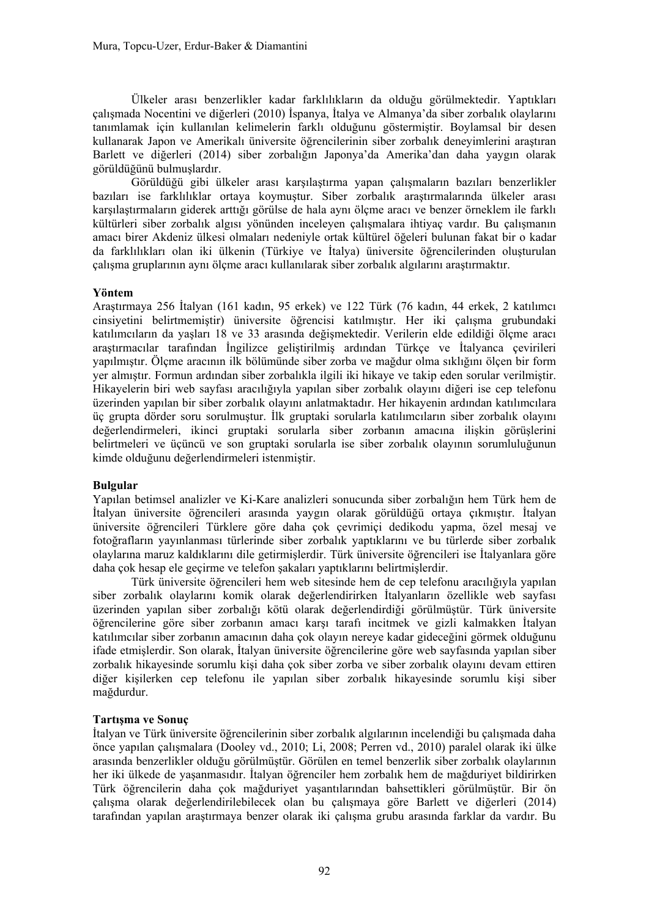Ülkeler arası benzerlikler kadar farklılıkların da olduğu görülmektedir. Yaptıkları çalışmada Nocentini ve diğerleri (2010) İspanya, İtalya ve Almanya'da siber zorbalık olaylarını tanımlamak için kullanılan kelimelerin farklı olduğunu göstermiştir. Boylamsal bir desen kullanarak Japon ve Amerikalı üniversite öğrencilerinin siber zorbalık deneyimlerini araştıran Barlett ve diğerleri (2014) siber zorbalığın Japonya'da Amerika'dan daha yaygın olarak görüldüğünü bulmuşlardır.

Görüldüğü gibi ülkeler arası karşılaştırma yapan çalışmaların bazıları benzerlikler bazıları ise farklılıklar ortaya koymuştur. Siber zorbalık araştırmalarında ülkeler arası karşılaştırmaların giderek arttığı görülse de hala aynı ölçme aracı ve benzer örneklem ile farklı kültürleri siber zorbalık algısı yönünden inceleyen çalışmalara ihtiyaç vardır. Bu çalışmanın amacı birer Akdeniz ülkesi olmaları nedeniyle ortak kültürel öğeleri bulunan fakat bir o kadar da farklılıkları olan iki ülkenin (Türkiye ve İtalya) üniversite öğrencilerinden oluşturulan çalışma gruplarının aynı ölçme aracı kullanılarak siber zorbalık algılarını araştırmaktır.

**Yöntem**

Araştırmaya 256 İtalyan (161 kadın, 95 erkek) ve 122 Türk (76 kadın, 44 erkek, 2 katılımcı cinsiyetini belirtmemiştir) üniversite öğrencisi katılmıştır. Her iki çalışma grubundaki katılımcıların da yaşları 18 ve 33 arasında değişmektedir. Verilerin elde edildiği ölçme aracı araştırmacılar tarafından İngilizce geliştirilmiş ardından Türkçe ve İtalyanca çevirileri yapılmıştır. Ölçme aracının ilk bölümünde siber zorba ve mağdur olma sıklığını ölçen bir form yer almıştır. Formun ardından siber zorbalıkla ilgili iki hikaye ve takip eden sorular verilmiştir. Hikayelerin biri web sayfası aracılığıyla yapılan siber zorbalık olayını diğeri ise cep telefonu üzerinden yapılan bir siber zorbalık olayını anlatmaktadır. Her hikayenin ardından katılımcılara üç grupta dörder soru sorulmuştur. İlk gruptaki sorularla katılımcıların siber zorbalık olayını değerlendirmeleri, ikinci gruptaki sorularla siber zorbanın amacına ilişkin görüşlerini belirtmeleri ve üçüncü ve son gruptaki sorularla ise siber zorbalık olayının sorumluluğunun kimde olduğunu değerlendirmeleri istenmiştir.

**Bulgular**

Yapılan betimsel analizler ve Ki-Kare analizleri sonucunda siber zorbalığın hem Türk hem de İtalyan üniversite öğrencileri arasında yaygın olarak görüldüğü ortaya çıkmıştır. İtalyan üniversite öğrencileri Türklere göre daha çok çevrimiçi dedikodu yapma, özel mesaj ve fotoğrafların yayınlanması türlerinde siber zorbalık yaptıklarını ve bu türlerde siber zorbalık olaylarına maruz kaldıklarını dile getirmişlerdir. Türk üniversite öğrencileri ise İtalyanlara göre daha çok hesap ele geçirme ve telefon şakaları yaptıklarını belirtmişlerdir.

Türk üniversite öğrencileri hem web sitesinde hem de cep telefonu aracılığıyla yapılan siber zorbalık olaylarını komik olarak değerlendirirken İtalyanların özellikle web sayfası üzerinden yapılan siber zorbalığı kötü olarak değerlendirdiği görülmüştür. Türk üniversite öğrencilerine göre siber zorbanın amacı karşı tarafı incitmek ve gizli kalmakken İtalyan katılımcılar siber zorbanın amacının daha çok olayın nereye kadar gideceğini görmek olduğunu ifade etmişlerdir. Son olarak, İtalyan üniversite öğrencilerine göre web sayfasında yapılan siber zorbalık hikayesinde sorumlu kişi daha çok siber zorba ve siber zorbalık olayını devam ettiren diğer kişilerken cep telefonu ile yapılan siber zorbalık hikayesinde sorumlu kişi siber mağdurdur.

**Tartışma ve Sonuç**

İtalyan ve Türk üniversite öğrencilerinin siber zorbalık algılarının incelendiği bu çalışmada daha önce yapılan çalışmalara (Dooley vd., 2010; Li, 2008; Perren vd., 2010) paralel olarak iki ülke arasında benzerlikler olduğu görülmüştür. Görülen en temel benzerlik siber zorbalık olaylarının her iki ülkede de yaşanmasıdır. İtalyan öğrenciler hem zorbalık hem de mağduriyet bildirirken Türk öğrencilerin daha çok mağduriyet yaşantılarından bahsettikleri görülmüştür. Bir ön çalışma olarak değerlendirilebilecek olan bu çalışmaya göre Barlett ve diğerleri (2014) tarafından yapılan araştırmaya benzer olarak iki çalışma grubu arasında farklar da vardır. Bu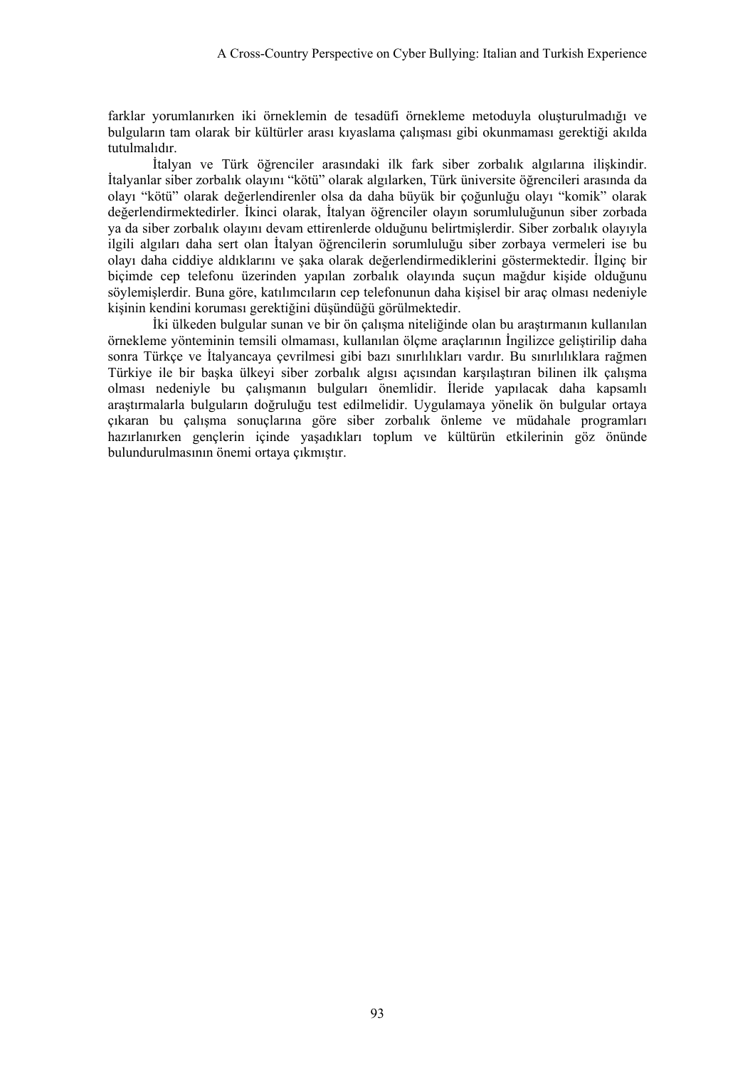farklar yorumlanırken iki örneklemin de tesadüfi örnekleme metoduyla oluşturulmadığı ve bulguların tam olarak bir kültürler arası kıyaslama çalışması gibi okunmaması gerektiği akılda tutulmalıdır.

İtalyan ve Türk öğrenciler arasındaki ilk fark siber zorbalık algılarına ilişkindir. İtalyanlar siber zorbalık olayını "kötü" olarak algılarken, Türk üniversite öğrencileri arasında da olayı "kötü" olarak değerlendirenler olsa da daha büyük bir çoğunluğu olayı "komik" olarak değerlendirmektedirler. İkinci olarak, İtalyan öğrenciler olayın sorumluluğunun siber zorbada ya da siber zorbalık olayını devam ettirenlerde olduğunu belirtmişlerdir. Siber zorbalık olayıyla ilgili algıları daha sert olan İtalyan öğrencilerin sorumluluğu siber zorbaya vermeleri ise bu olayı daha ciddiye aldıklarını ve şaka olarak değerlendirmediklerini göstermektedir. İlginç bir biçimde cep telefonu üzerinden yapılan zorbalık olayında suçun mağdur kişide olduğunu söylemişlerdir. Buna göre, katılımcıların cep telefonunun daha kişisel bir araç olması nedeniyle kişinin kendini koruması gerektiğini düşündüğü görülmektedir.

İki ülkeden bulgular sunan ve bir ön çalışma niteliğinde olan bu araştırmanın kullanılan örnekleme yönteminin temsili olmaması, kullanılan ölçme araçlarının İngilizce geliştirilip daha sonra Türkçe ve İtalyancaya çevrilmesi gibi bazı sınırlılıkları vardır. Bu sınırlılıklara rağmen Türkiye ile bir başka ülkeyi siber zorbalık algısı açısından karşılaştıran bilinen ilk çalışma olması nedeniyle bu çalışmanın bulguları önemlidir. İleride yapılacak daha kapsamlı araştırmalarla bulguların doğruluğu test edilmelidir. Uygulamaya yönelik ön bulgular ortaya çıkaran bu çalışma sonuçlarına göre siber zorbalık önleme ve müdahale programları hazırlanırken gençlerin içinde yaşadıkları toplum ve kültürün etkilerinin göz önünde bulundurulmasının önemi ortaya çıkmıştır.